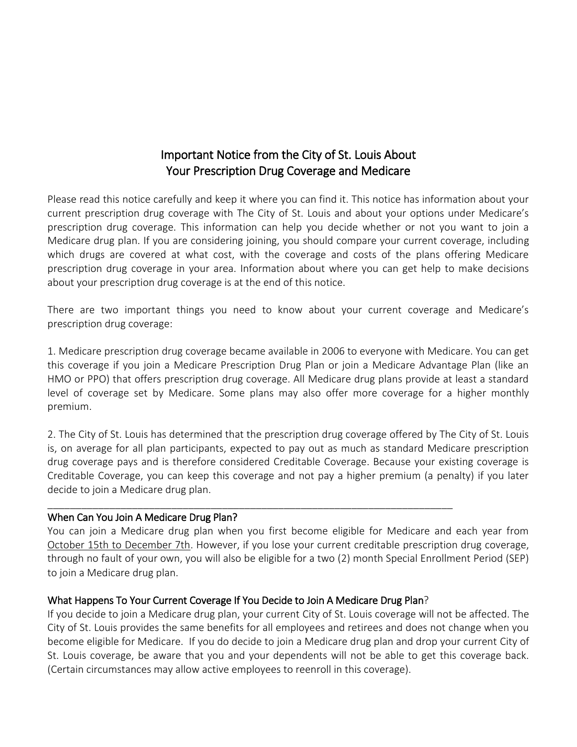# Important Notice from the City of St. Louis About Your Prescription Drug Coverage and Medicare

Please read this notice carefully and keep it where you can find it. This notice has information about your current prescription drug coverage with The City of St. Louis and about your options under Medicare's prescription drug coverage. This information can help you decide whether or not you want to join a Medicare drug plan. If you are considering joining, you should compare your current coverage, including which drugs are covered at what cost, with the coverage and costs of the plans offering Medicare prescription drug coverage in your area. Information about where you can get help to make decisions about your prescription drug coverage is at the end of this notice.

There are two important things you need to know about your current coverage and Medicare's prescription drug coverage:

1. Medicare prescription drug coverage became available in 2006 to everyone with Medicare. You can get this coverage if you join a Medicare Prescription Drug Plan or join a Medicare Advantage Plan (like an HMO or PPO) that offers prescription drug coverage. All Medicare drug plans provide at least a standard level of coverage set by Medicare. Some plans may also offer more coverage for a higher monthly premium.

2. The City of St. Louis has determined that the prescription drug coverage offered by The City of St. Louis is, on average for all plan participants, expected to pay out as much as standard Medicare prescription drug coverage pays and is therefore considered Creditable Coverage. Because your existing coverage is Creditable Coverage, you can keep this coverage and not pay a higher premium (a penalty) if you later decide to join a Medicare drug plan.

---

## When Can You Join A Medicare Drug Plan?

You can join a Medicare drug plan when you first become eligible for Medicare and each year from October 15th to December 7th. However, if you lose your current creditable prescription drug coverage, through no fault of your own, you will also be eligible for a two (2) month Special Enrollment Period (SEP) to join a Medicare drug plan.

## What Happens To Your Current Coverage If You Decide to Join A Medicare Drug Plan?

If you decide to join a Medicare drug plan, your current City of St. Louis coverage will not be affected. The City of St. Louis provides the same benefits for all employees and retirees and does not change when you become eligible for Medicare. If you do decide to join a Medicare drug plan and drop your current City of St. Louis coverage, be aware that you and your dependents will not be able to get this coverage back. (Certain circumstances may allow active employees to reenroll in this coverage).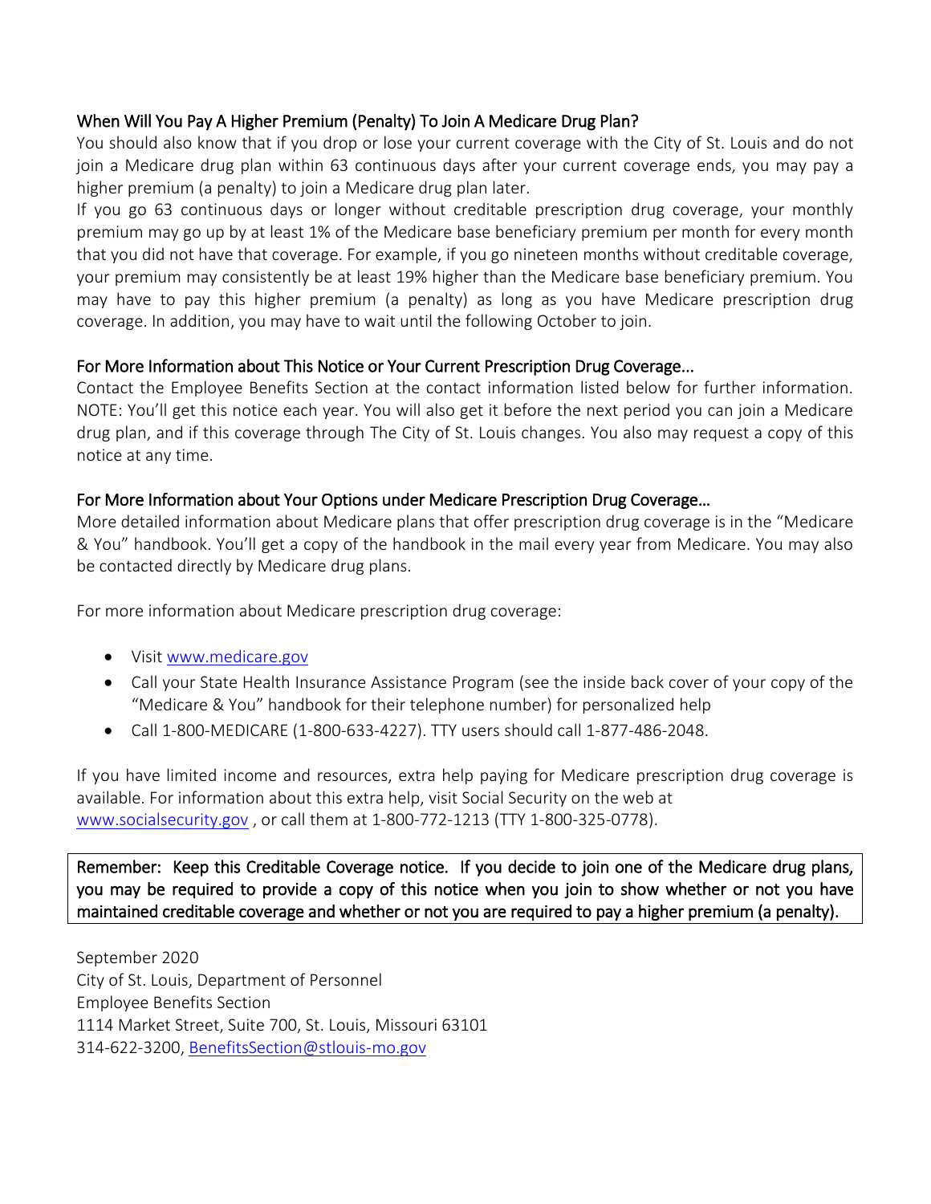## When Will You Pay A Higher Premium (Penalty) To Join A Medicare Drug Plan?

You should also know that if you drop or lose your current coverage with the City of St. Louis and do not join a Medicare drug plan within 63 continuous days after your current coverage ends, you may pay a higher premium (a penalty) to join a Medicare drug plan later.

If you go 63 continuous days or longer without creditable prescription drug coverage, your monthly premium may go up by at least 1% of the Medicare base beneficiary premium per month for every month that you did not have that coverage. For example, if you go nineteen months without creditable coverage, your premium may consistently be at least 19% higher than the Medicare base beneficiary premium. You may have to pay this higher premium (a penalty) as long as you have Medicare prescription drug coverage. In addition, you may have to wait until the following October to join.

## For More Information about This Notice or Your Current Prescription Drug Coverage...

Contact the Employee Benefits Section at the contact information listed below for further information. NOTE: You'll get this notice each year. You will also get it before the next period you can join a Medicare drug plan, and if this coverage through The City of St. Louis changes. You also may request a copy of this notice at any time.

## For More Information about Your Options under Medicare Prescription Drug Coverage…

More detailed information about Medicare plans that offer prescription drug coverage is in the "Medicare & You" handbook. You'll get a copy of the handbook in the mail every year from Medicare. You may also be contacted directly by Medicare drug plans.

For more information about Medicare prescription drug coverage:

- Visit www.medicare.gov
- Call your State Health Insurance Assistance Program (see the inside back cover of your copy of the "Medicare & You" handbook for their telephone number) for personalized help
- Call 1-800-MEDICARE (1-800-633-4227). TTY users should call 1-877-486-2048.

If you have limited income and resources, extra help paying for Medicare prescription drug coverage is available. For information about this extra help, visit Social Security on the web at www.socialsecurity.gov , or call them at 1-800-772-1213 (TTY 1-800-325-0778).

> Remember: Keep this Creditable Coverage notice. If you decide to join one of the Medicare drug plans, you may be required to provide a copy of this notice when you join to show whether or not you have maintained creditable coverage and whether or not you are required to pay a higher premium (a penalty).

September 2020
City of St. Louis, Department of Personnel
Employee Benefits Section
1114 Market Street, Suite 700, St. Louis, Missouri 63101
314-622-3200, BenefitsSection@stlouis-mo.gov